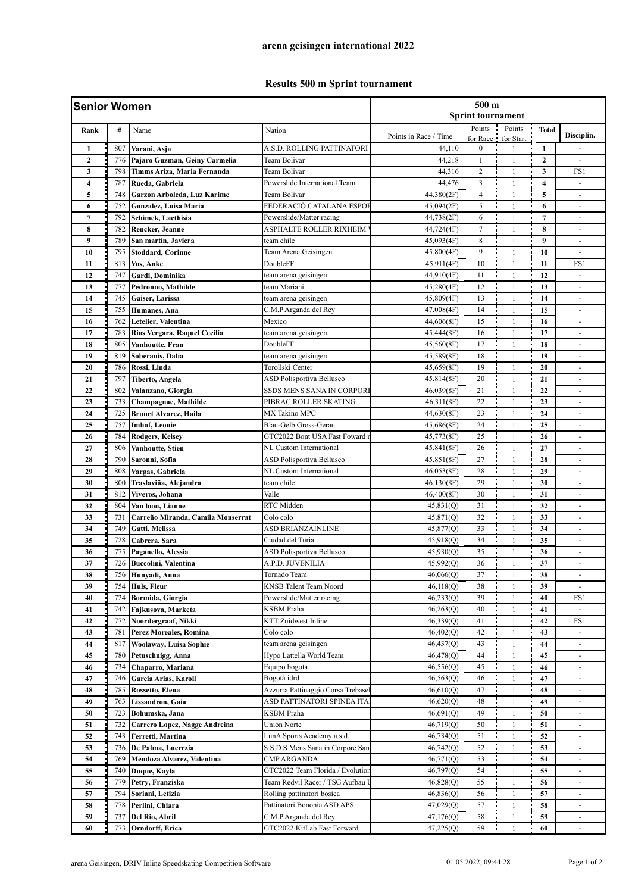# arena geisingen international 2022

## Results 500 m Sprint tournament

| Senior Women | | | | 500 m Sprint tournament | | | | |
|---|---|---|---|---|---|---|---|---|
| Rank | # | Name | Nation | Points in Race / Time | Points for Race | Points for Start | Total | Disciplin. |
| 1 | 807 | **Varani, Asja** | A.S.D. ROLLING PATTINATORI | 44,110 | 0 | 1 | 1 | - |
| 2 | 776 | **Pajaro Guzman, Geiny Carmelia** | Team Bolivar | 44,218 | 1 | 1 | 2 | - |
| 3 | 798 | **Timms Ariza, Maria Fernanda** | Team Bolivar | 44,316 | 2 | 1 | 3 | FS1 |
| 4 | 787 | **Rueda, Gabriela** | Powerslide International Team | 44,476 | 3 | 1 | 4 | - |
| 5 | 748 | **Garzon Arboleda, Luz Karime** | Team Bolivar | 44,380(2F) | 4 | 1 | 5 | - |
| 6 | 752 | **Gonzalez, Luisa Maria** | FEDERACIÓ CATALANA ESPOI | 45,094(2F) | 5 | 1 | 6 | - |
| 7 | 792 | **Schimek, Laethisia** | Powerslide/Matter racing | 44,738(2F) | 6 | 1 | 7 | - |
| 8 | 782 | **Rencker, Jeanne** | ASPHALTE ROLLER RIXHEIM | 44,724(4F) | 7 | 1 | 8 | - |
| 9 | 789 | **San martín, Javiera** | team chile | 45,093(4F) | 8 | 1 | 9 | - |
| 10 | 795 | **Stoddard, Corinne** | Team Arena Geisingen | 45,800(4F) | 9 | 1 | 10 | - |
| 11 | 813 | **Vos, Anke** | DoubleFF | 45,911(4F) | 10 | 1 | 11 | FS1 |
| 12 | 747 | **Gardi, Dominika** | team arena geisingen | 44,910(4F) | 11 | 1 | 12 | - |
| 13 | 777 | **Pedronno, Mathilde** | team Mariani | 45,280(4F) | 12 | 1 | 13 | - |
| 14 | 745 | **Gaiser, Larissa** | team arena geisingen | 45,809(4F) | 13 | 1 | 14 | - |
| 15 | 755 | **Humanes, Ana** | C.M.P Arganda del Rey | 47,008(4F) | 14 | 1 | 15 | - |
| 16 | 762 | **Letelier, Valentina** | Mexico | 44,606(8F) | 15 | 1 | 16 | - |
| 17 | 783 | **Rios Vergara, Raquel Cecilia** | team arena geisingen | 45,444(8F) | 16 | 1 | 17 | - |
| 18 | 805 | **Vanhoutte, Fran** | DoubleFF | 45,560(8F) | 17 | 1 | 18 | - |
| 19 | 819 | **Soberanis, Dalia** | team arena geisingen | 45,589(8F) | 18 | 1 | 19 | - |
| 20 | 786 | **Rossi, Linda** | Torollski Center | 45,659(8F) | 19 | 1 | 20 | - |
| 21 | 797 | **Tiberto, Angela** | ASD Polisportiva Bellusco | 45,814(8F) | 20 | 1 | 21 | - |
| 22 | 802 | **Valanzano, Giorgia** | SSDS MENS SANA IN CORPORI | 46,039(8F) | 21 | 1 | 22 | - |
| 23 | 733 | **Champagnac, Mathilde** | PIBRAC ROLLER SKATING | 46,311(8F) | 22 | 1 | 23 | - |
| 24 | 725 | **Brunet Álvarez, Haila** | MX Takino MPC | 44,630(8F) | 23 | 1 | 24 | - |
| 25 | 757 | **Imhof, Leonie** | Blau-Gelb Gross-Gerau | 45,686(8F) | 24 | 1 | 25 | - |
| 26 | 784 | **Rodgers, Kelsey** | GTC2022 Bont USA Fast Foward r | 45,773(8F) | 25 | 1 | 26 | - |
| 27 | 806 | **Vanhoutte, Stien** | NL Custom International | 45,841(8F) | 26 | 1 | 27 | - |
| 28 | 790 | **Saronni, Sofia** | ASD Polisportiva Bellusco | 45,851(8F) | 27 | 1 | 28 | - |
| 29 | 808 | **Vargas, Gabriela** | NL Custom International | 46,053(8F) | 28 | 1 | 29 | - |
| 30 | 800 | **Traslaviña, Alejandra** | team chile | 46,130(8F) | 29 | 1 | 30 | - |
| 31 | 812 | **Viveros, Johana** | Valle | 46,400(8F) | 30 | 1 | 31 | - |
| 32 | 804 | **Van loon, Lianne** | RTC Midden | 45,831(Q) | 31 | 1 | 32 | - |
| 33 | 731 | **Carreño Miranda, Camila Monserrat** | Colo colo | 45,871(Q) | 32 | 1 | 33 | - |
| 34 | 749 | **Gatti, Melissa** | ASD BRIANZAINLINE | 45,877(Q) | 33 | 1 | 34 | - |
| 35 | 728 | **Cabrera, Sara** | Ciudad del Turia | 45,918(Q) | 34 | 1 | 35 | - |
| 36 | 775 | **Paganello, Alessia** | ASD Polisportiva Bellusco | 45,930(Q) | 35 | 1 | 36 | - |
| 37 | 726 | **Buccolini, Valentina** | A.P.D. JUVENILIA | 45,992(Q) | 36 | 1 | 37 | - |
| 38 | 756 | **Hunyadi, Anna** | Tornado Team | 46,066(Q) | 37 | 1 | 38 | - |
| 39 | 754 | **Huls, Fleur** | KNSB Talent Team Noord | 46,118(Q) | 38 | 1 | 39 | - |
| 40 | 724 | **Bormida, Giorgia** | Powerslide/Matter racing | 46,233(Q) | 39 | 1 | 40 | FS1 |
| 41 | 742 | **Fajkusova, Marketa** | KSBM Praha | 46,263(Q) | 40 | 1 | 41 | - |
| 42 | 772 | **Noordergraaf, Nikki** | KTT Zuidwest Inline | 46,339(Q) | 41 | 1 | 42 | FS1 |
| 43 | 781 | **Perez Moreales, Romina** | Colo colo | 46,402(Q) | 42 | 1 | 43 | - |
| 44 | 817 | **Woolaway, Luisa Sophie** | team arena geisingen | 46,437(Q) | 43 | 1 | 44 | - |
| 45 | 780 | **Petuschnigg, Anna** | Hypo Lattella World Team | 46,478(Q) | 44 | 1 | 45 | - |
| 46 | 734 | **Chaparro, Mariana** | Equipo bogota | 46,556(Q) | 45 | 1 | 46 | - |
| 47 | 746 | **Garcia Arias, Karoll** | Bogotá idrd | 46,563(Q) | 46 | 1 | 47 | - |
| 48 | 785 | **Rossetto, Elena** | Azzurra Pattinaggio Corsa Trebasel | 46,610(Q) | 47 | 1 | 48 | - |
| 49 | 763 | **Lissandron, Gaia** | ASD PATTINATORI SPINEA ITA | 46,620(Q) | 48 | 1 | 49 | - |
| 50 | 723 | **Bohumska, Jana** | KSBM Praha | 46,691(Q) | 49 | 1 | 50 | - |
| 51 | 732 | **Carrero Lopez, Nagge Andreina** | Unión Norte | 46,719(Q) | 50 | 1 | 51 | - |
| 52 | 743 | **Ferretti, Martina** | LunA Sports Academy a.s.d. | 46,734(Q) | 51 | 1 | 52 | - |
| 53 | 736 | **De Palma, Lucrezia** | S.S.D.S Mens Sana in Corpore San | 46,742(Q) | 52 | 1 | 53 | - |
| 54 | 769 | **Mendoza Alvarez, Valentina** | CMP ARGANDA | 46,771(Q) | 53 | 1 | 54 | - |
| 55 | 740 | **Duque, Kayla** | GTC2022 Team Florida / Evolutior | 46,797(Q) | 54 | 1 | 55 | - |
| 56 | 779 | **Petry, Franziska** | Team Redvil Racer / TSG Aufbau | 46,828(Q) | 55 | 1 | 56 | - |
| 57 | 794 | **Soriani, Letizia** | Rolling pattinatori bosica | 46,836(Q) | 56 | 1 | 57 | - |
| 58 | 778 | **Perlini, Chiara** | Pattinatori Bononia ASD APS | 47,029(Q) | 57 | 1 | 58 | - |
| 59 | 737 | **Del Rio, Abril** | C.M.P Arganda del Rey | 47,176(Q) | 58 | 1 | 59 | - |
| 60 | 773 | **Orndorff, Erica** | GTC2022 KitLab Fast Forward | 47,225(Q) | 59 | 1 | 60 | - |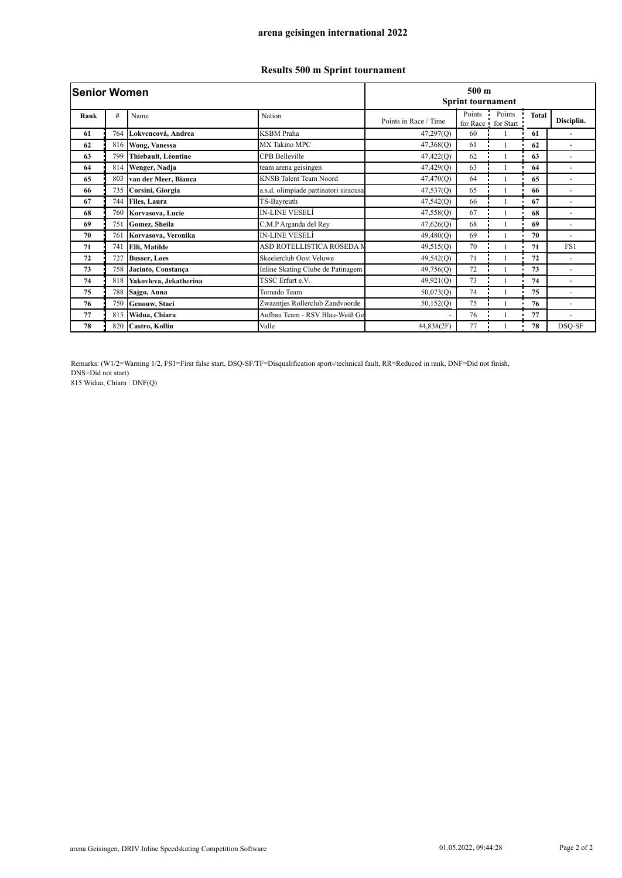**arena geisingen international 2022**

## Results 500 m Sprint tournament

| Senior Women | | | | 500 m Sprint tournament | | | | |
|---|---|---|---|---|---|---|---|---|
| Rank | # | Name | Nation | Points in Race / Time | Points for Race | Points for Start | Total | Disciplin. |
| 61 | 764 | **Lokvencová, Andrea** | KSBM Praha | 47,297(Q) | 60 | 1 | 61 | - |
| 62 | 816 | **Wong, Vanessa** | MX Takino MPC | 47,368(Q) | 61 | 1 | 62 | - |
| 63 | 799 | **Thiebault, Léontine** | CPB Belleville | 47,422(Q) | 62 | 1 | 63 | - |
| 64 | 814 | **Wenger, Nadja** | team arena geisingen | 47,429(Q) | 63 | 1 | 64 | - |
| 65 | 803 | **van der Meer, Bianca** | KNSB Talent Team Noord | 47,470(Q) | 64 | 1 | 65 | - |
| 66 | 735 | **Corsini, Giorgia** | a.s.d. olimpiade pattinatori siracusa | 47,537(Q) | 65 | 1 | 66 | - |
| 67 | 744 | **Files, Laura** | TS-Bayreuth | 47,542(Q) | 66 | 1 | 67 | - |
| 68 | 760 | **Korvasova, Lucie** | IN-LINE VESELÍ | 47,558(Q) | 67 | 1 | 68 | - |
| 69 | 751 | **Gomez, Sheila** | C.M.P Arganda del Rey | 47,626(Q) | 68 | 1 | 69 | - |
| 70 | 761 | **Korvasova, Veronika** | IN-LINE VESELÍ | 49,480(Q) | 69 | 1 | 70 | - |
| 71 | 741 | **Elli, Matilde** | ASD ROTELLISTICA ROSEDA M | 49,515(Q) | 70 | 1 | 71 | FS1 |
| 72 | 727 | **Busser, Loes** | Skeelerclub Oost Veluwe | 49,542(Q) | 71 | 1 | 72 | - |
| 73 | 758 | **Jacinto, Constança** | Inline Skating Clube de Patinagem | 49,756(Q) | 72 | 1 | 73 | - |
| 74 | 818 | **Yakovleva, Jekatherina** | TSSC Erfurt e.V. | 49,921(Q) | 73 | 1 | 74 | - |
| 75 | 788 | **Sajgo, Anna** | Tornado Team | 50,073(Q) | 74 | 1 | 75 | - |
| 76 | 750 | **Genouw, Staci** | Zwaantjes Rollerclub Zandvoorde | 50,152(Q) | 75 | 1 | 76 | - |
| 77 | 815 | **Widua, Chiara** | Aufbau Team - RSV Blau-Weiß Ge | - | 76 | 1 | 77 | - |
| 78 | 820 | **Castro, Kollin** | Valle | 44,838(2F) | 77 | 1 | 78 | DSQ-SF |

Remarks: (W1/2=Warning 1/2, FS1=First false start, DSQ-SF/TF=Disqualification sport-/technical fault, RR=Reduced in rank, DNF=Did not finish, DNS=Did not start)
815 Widua, Chiara : DNF(Q)

arena Geisingen, DRIV Inline Speedskating Competition Software 01.05.2022, 09:44:28